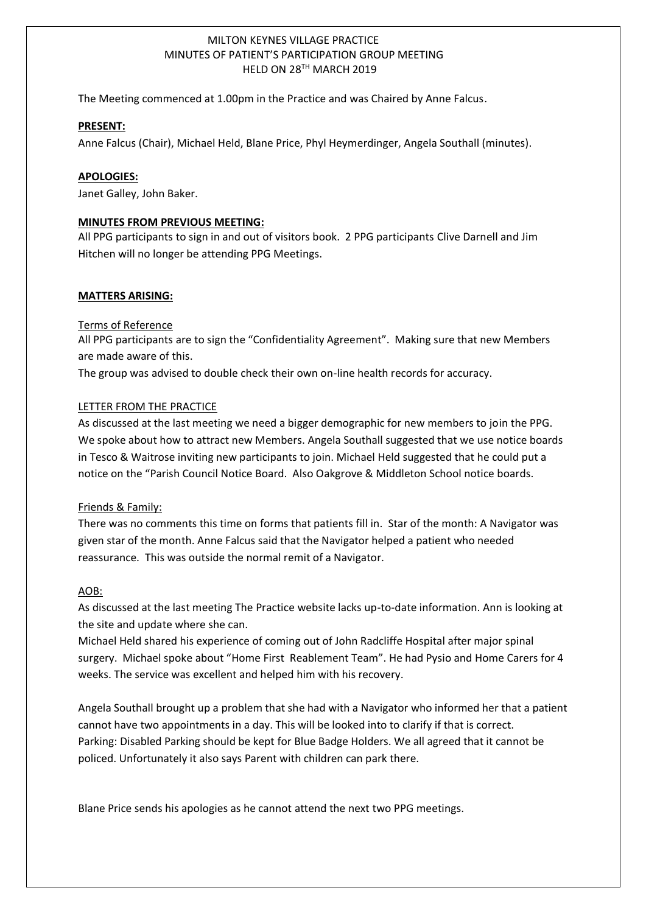# MILTON KEYNES VILLAGE PRACTICE
## MINUTES OF PATIENT'S PARTICIPATION GROUP MEETING
## HELD ON 28TH MARCH 2019

The Meeting commenced at 1.00pm in the Practice and was Chaired by Anne Falcus.

**PRESENT:**

Anne Falcus (Chair), Michael Held, Blane Price, Phyl Heymerdinger, Angela Southall (minutes).

**APOLOGIES:**

Janet Galley, John Baker.

**MINUTES FROM PREVIOUS MEETING:**

All PPG participants to sign in and out of visitors book. 2 PPG participants Clive Darnell and Jim Hitchen will no longer be attending PPG Meetings.

**MATTERS ARISING:**

Terms of Reference

All PPG participants are to sign the "Confidentiality Agreement". Making sure that new Members are made aware of this.

The group was advised to double check their own on-line health records for accuracy.

LETTER FROM THE PRACTICE

As discussed at the last meeting we need a bigger demographic for new members to join the PPG. We spoke about how to attract new Members. Angela Southall suggested that we use notice boards in Tesco & Waitrose inviting new participants to join. Michael Held suggested that he could put a notice on the "Parish Council Notice Board. Also Oakgrove & Middleton School notice boards.

Friends & Family:

There was no comments this time on forms that patients fill in. Star of the month: A Navigator was given star of the month. Anne Falcus said that the Navigator helped a patient who needed reassurance. This was outside the normal remit of a Navigator.

AOB:

As discussed at the last meeting The Practice website lacks up-to-date information. Ann is looking at the site and update where she can.

Michael Held shared his experience of coming out of John Radcliffe Hospital after major spinal surgery. Michael spoke about "Home First Reablement Team". He had Pysio and Home Carers for 4 weeks. The service was excellent and helped him with his recovery.

Angela Southall brought up a problem that she had with a Navigator who informed her that a patient cannot have two appointments in a day. This will be looked into to clarify if that is correct.

Parking: Disabled Parking should be kept for Blue Badge Holders. We all agreed that it cannot be policed. Unfortunately it also says Parent with children can park there.

Blane Price sends his apologies as he cannot attend the next two PPG meetings.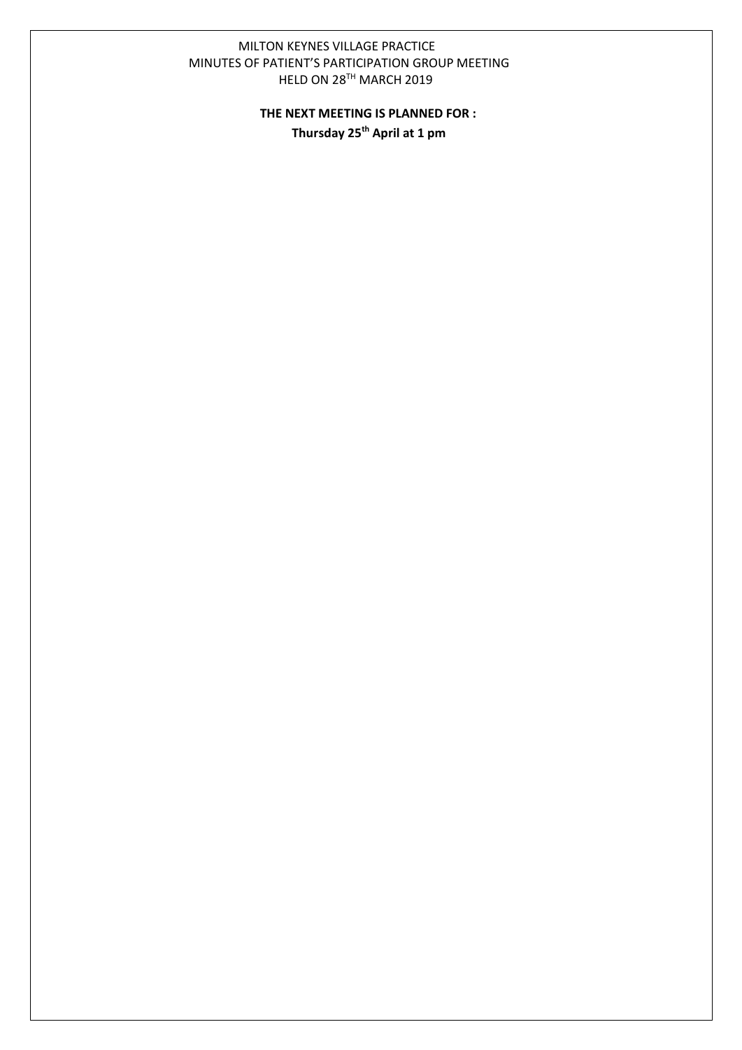**THE NEXT MEETING IS PLANNED FOR :**

**Thursday 25th April at 1 pm**